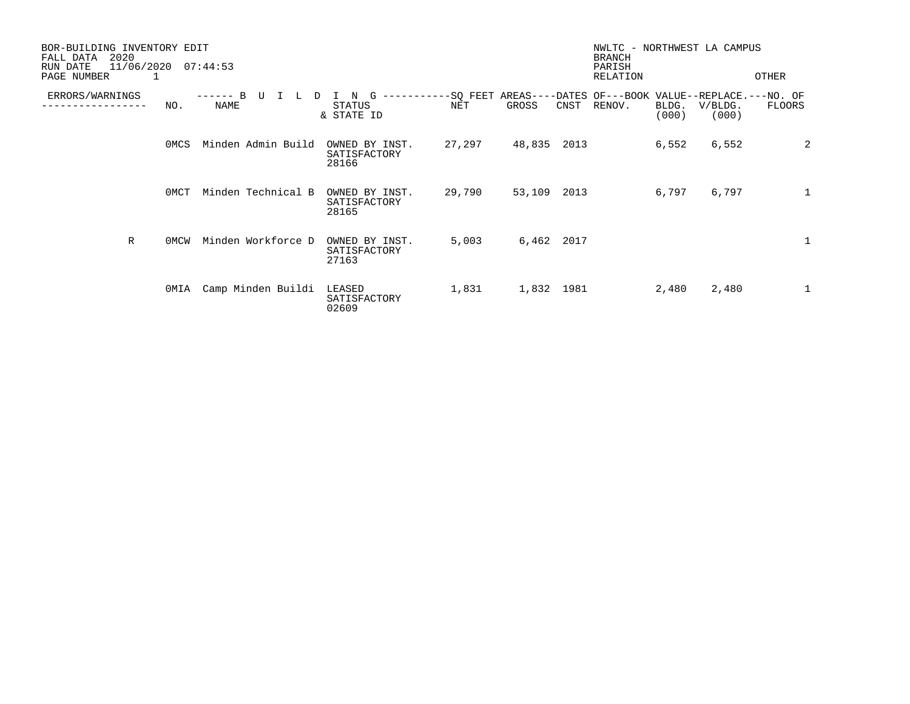BOR-BUILDING INVENTORY EDIT
FALL DATA 2020
RUN DATE 11/06/2020 07:44:53
PAGE NUMBER 1

NWLTC - NORTHWEST LA CAMPUS
BRANCH
PARISH
RELATION OTHER

| ERRORS/WARNINGS | BUILDING NO. | BUILDING NAME | STATUS & STATE ID | SQ FEET AREAS NET | SQ FEET AREAS GROSS | DATES OF CNST | DATES OF RENOV. | BOOK VALUE BLDG. (000) | REPLACE. V/BLDG. (000) | NO. OF FLOORS |
|---|---|---|---|---|---|---|---|---|---|---|
| | 0MCS | Minden Admin Build | OWNED BY INST. SATISFACTORY 28166 | 27,297 | 48,835 | 2013 | | 6,552 | 6,552 | 2 |
| | 0MCT | Minden Technical B | OWNED BY INST. SATISFACTORY 28165 | 29,790 | 53,109 | 2013 | | 6,797 | 6,797 | 1 |
| R | 0MCW | Minden Workforce D | OWNED BY INST. SATISFACTORY 27163 | 5,003 | 6,462 | 2017 | | | | 1 |
| | 0MIA | Camp Minden Buildi | LEASED SATISFACTORY 02609 | 1,831 | 1,832 | 1981 | | 2,480 | 2,480 | 1 |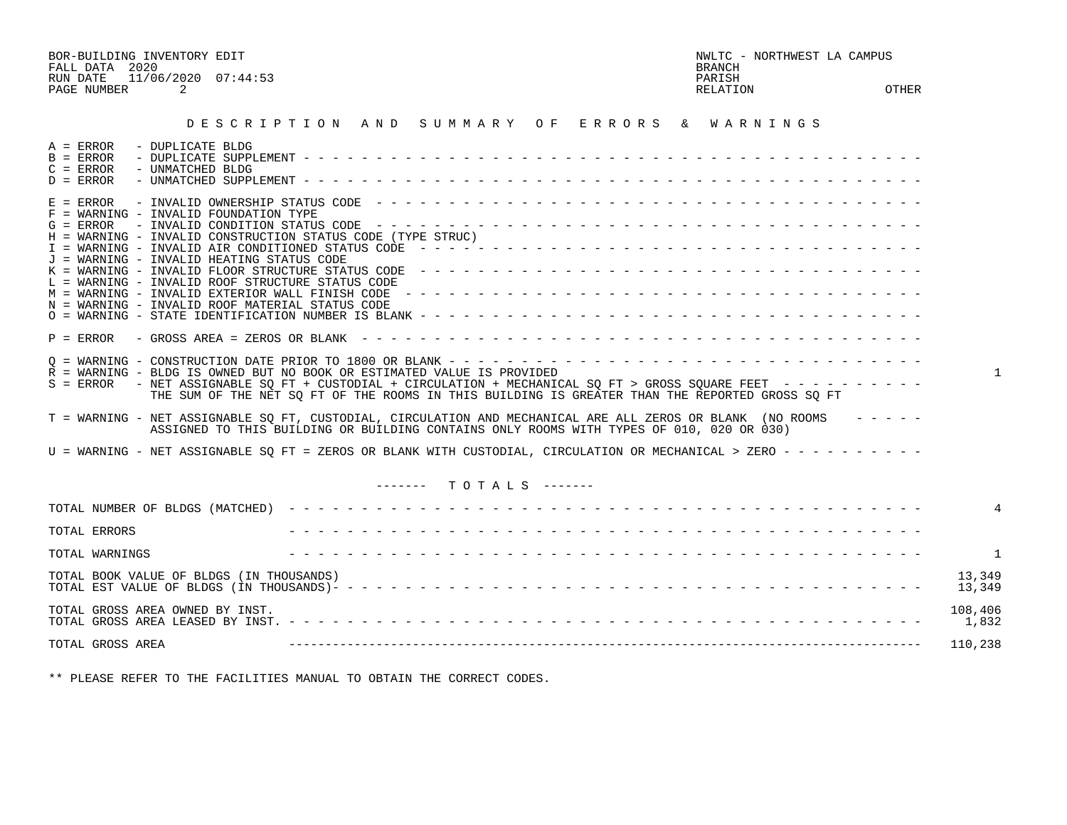BOR-BUILDING INVENTORY EDIT
FALL DATA 2020
RUN DATE 11/06/2020 07:44:53
PAGE NUMBER 2

NWLTC - NORTHWEST LA CAMPUS
BRANCH
PARISH
RELATION OTHER

## D E S C R I P T I O N   A N D   S U M M A R Y   O F   E R R O R S  &  W A R N I N G S

| | |
|---|---|
| A = ERROR - DUPLICATE BLDG | |
| B = ERROR - DUPLICATE SUPPLEMENT | |
| C = ERROR - UNMATCHED BLDG | |
| D = ERROR - UNMATCHED SUPPLEMENT | |
| E = ERROR - INVALID OWNERSHIP STATUS CODE | |
| F = WARNING - INVALID FOUNDATION TYPE | |
| G = ERROR - INVALID CONDITION STATUS CODE | |
| H = WARNING - INVALID CONSTRUCTION STATUS CODE (TYPE STRUC) | |
| I = WARNING - INVALID AIR CONDITIONED STATUS CODE | |
| J = WARNING - INVALID HEATING STATUS CODE | |
| K = WARNING - INVALID FLOOR STRUCTURE STATUS CODE | |
| L = WARNING - INVALID ROOF STRUCTURE STATUS CODE | |
| M = WARNING - INVALID EXTERIOR WALL FINISH CODE | |
| N = WARNING - INVALID ROOF MATERIAL STATUS CODE | |
| O = WARNING - STATE IDENTIFICATION NUMBER IS BLANK | |
| P = ERROR - GROSS AREA = ZEROS OR BLANK | |
| Q = WARNING - CONSTRUCTION DATE PRIOR TO 1800 OR BLANK | |
| R = WARNING - BLDG IS OWNED BUT NO BOOK OR ESTIMATED VALUE IS PROVIDED | 1 |
| S = ERROR - NET ASSIGNABLE SQ FT + CUSTODIAL + CIRCULATION + MECHANICAL SQ FT > GROSS SQUARE FEET<br>THE SUM OF THE NET SQ FT OF THE ROOMS IN THIS BUILDING IS GREATER THAN THE REPORTED GROSS SQ FT | |
| T = WARNING - NET ASSIGNABLE SQ FT, CUSTODIAL, CIRCULATION AND MECHANICAL ARE ALL ZEROS OR BLANK (NO ROOMS ASSIGNED TO THIS BUILDING OR BUILDING CONTAINS ONLY ROOMS WITH TYPES OF 010, 020 OR 030) | |
| U = WARNING - NET ASSIGNABLE SQ FT = ZEROS OR BLANK WITH CUSTODIAL, CIRCULATION OR MECHANICAL > ZERO | |

## ------- T O T A L S -------

| | |
|---|---|
| TOTAL NUMBER OF BLDGS (MATCHED) | 4 |
| TOTAL ERRORS | |
| TOTAL WARNINGS | 1 |
| TOTAL BOOK VALUE OF BLDGS (IN THOUSANDS) | 13,349 |
| TOTAL EST VALUE OF BLDGS (IN THOUSANDS) | 13,349 |
| TOTAL GROSS AREA OWNED BY INST. | 108,406 |
| TOTAL GROSS AREA LEASED BY INST. | 1,832 |
| TOTAL GROSS AREA | 110,238 |

** PLEASE REFER TO THE FACILITIES MANUAL TO OBTAIN THE CORRECT CODES.